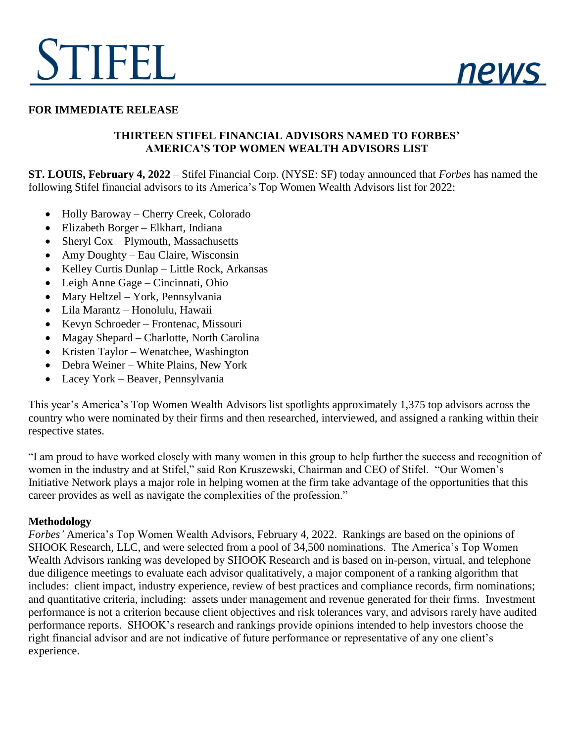# STIFEL news

**FOR IMMEDIATE RELEASE**

## THIRTEEN STIFEL FINANCIAL ADVISORS NAMED TO FORBES' AMERICA'S TOP WOMEN WEALTH ADVISORS LIST

**ST. LOUIS, February 4, 2022** – Stifel Financial Corp. (NYSE: SF) today announced that *Forbes* has named the following Stifel financial advisors to its America's Top Women Wealth Advisors list for 2022:

- Holly Baroway – Cherry Creek, Colorado
- Elizabeth Borger – Elkhart, Indiana
- Sheryl Cox – Plymouth, Massachusetts
- Amy Doughty – Eau Claire, Wisconsin
- Kelley Curtis Dunlap – Little Rock, Arkansas
- Leigh Anne Gage – Cincinnati, Ohio
- Mary Heltzel – York, Pennsylvania
- Lila Marantz – Honolulu, Hawaii
- Kevyn Schroeder – Frontenac, Missouri
- Magay Shepard – Charlotte, North Carolina
- Kristen Taylor – Wenatchee, Washington
- Debra Weiner – White Plains, New York
- Lacey York – Beaver, Pennsylvania

This year's America's Top Women Wealth Advisors list spotlights approximately 1,375 top advisors across the country who were nominated by their firms and then researched, interviewed, and assigned a ranking within their respective states.

"I am proud to have worked closely with many women in this group to help further the success and recognition of women in the industry and at Stifel," said Ron Kruszewski, Chairman and CEO of Stifel. "Our Women's Initiative Network plays a major role in helping women at the firm take advantage of the opportunities that this career provides as well as navigate the complexities of the profession."

**Methodology**

*Forbes'* America's Top Women Wealth Advisors, February 4, 2022. Rankings are based on the opinions of SHOOK Research, LLC, and were selected from a pool of 34,500 nominations. The America's Top Women Wealth Advisors ranking was developed by SHOOK Research and is based on in-person, virtual, and telephone due diligence meetings to evaluate each advisor qualitatively, a major component of a ranking algorithm that includes: client impact, industry experience, review of best practices and compliance records, firm nominations; and quantitative criteria, including: assets under management and revenue generated for their firms. Investment performance is not a criterion because client objectives and risk tolerances vary, and advisors rarely have audited performance reports. SHOOK's research and rankings provide opinions intended to help investors choose the right financial advisor and are not indicative of future performance or representative of any one client's experience.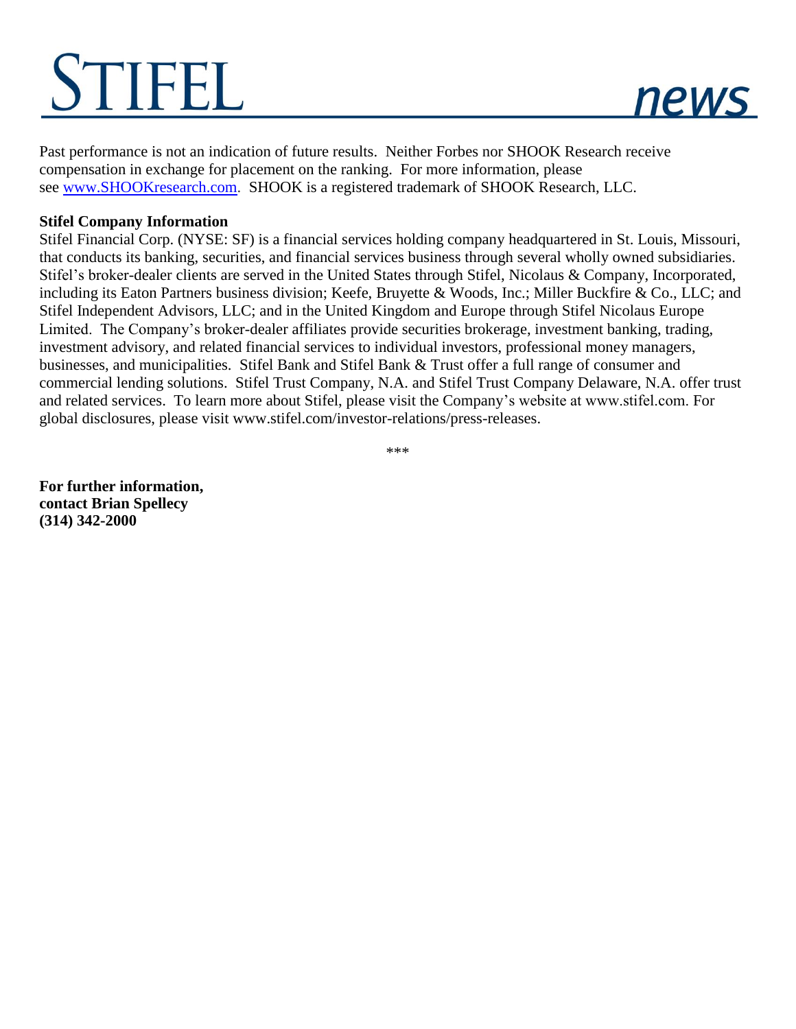Past performance is not an indication of future results. Neither Forbes nor SHOOK Research receive compensation in exchange for placement on the ranking. For more information, please see [www.SHOOKresearch.com](http://www.SHOOKresearch.com). SHOOK is a registered trademark of SHOOK Research, LLC.

**Stifel Company Information**

Stifel Financial Corp. (NYSE: SF) is a financial services holding company headquartered in St. Louis, Missouri, that conducts its banking, securities, and financial services business through several wholly owned subsidiaries. Stifel's broker-dealer clients are served in the United States through Stifel, Nicolaus & Company, Incorporated, including its Eaton Partners business division; Keefe, Bruyette & Woods, Inc.; Miller Buckfire & Co., LLC; and Stifel Independent Advisors, LLC; and in the United Kingdom and Europe through Stifel Nicolaus Europe Limited. The Company's broker-dealer affiliates provide securities brokerage, investment banking, trading, investment advisory, and related financial services to individual investors, professional money managers, businesses, and municipalities. Stifel Bank and Stifel Bank & Trust offer a full range of consumer and commercial lending solutions. Stifel Trust Company, N.A. and Stifel Trust Company Delaware, N.A. offer trust and related services. To learn more about Stifel, please visit the Company's website at www.stifel.com. For global disclosures, please visit www.stifel.com/investor-relations/press-releases.

***

**For further information,**
**contact Brian Spellecy**
**(314) 342-2000**